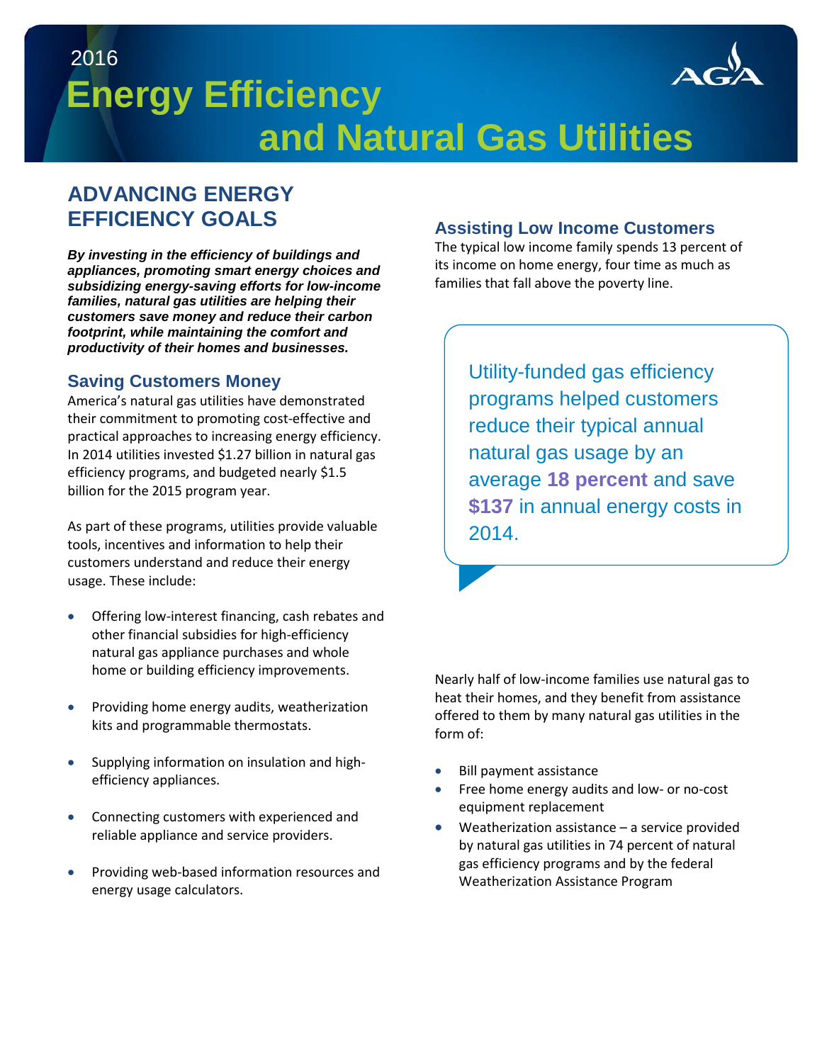2016

# Energy Efficiency and Natural Gas Utilities

## ADVANCING ENERGY EFFICIENCY GOALS

***By investing in the efficiency of buildings and appliances, promoting smart energy choices and subsidizing energy-saving efforts for low-income families, natural gas utilities are helping their customers save money and reduce their carbon footprint, while maintaining the comfort and productivity of their homes and businesses.***

### Saving Customers Money

America's natural gas utilities have demonstrated their commitment to promoting cost-effective and practical approaches to increasing energy efficiency. In 2014 utilities invested $1.27 billion in natural gas efficiency programs, and budgeted nearly $1.5 billion for the 2015 program year.

As part of these programs, utilities provide valuable tools, incentives and information to help their customers understand and reduce their energy usage. These include:

- Offering low-interest financing, cash rebates and other financial subsidies for high-efficiency natural gas appliance purchases and whole home or building efficiency improvements.
- Providing home energy audits, weatherization kits and programmable thermostats.
- Supplying information on insulation and high-efficiency appliances.
- Connecting customers with experienced and reliable appliance and service providers.
- Providing web-based information resources and energy usage calculators.

### Assisting Low Income Customers

The typical low income family spends 13 percent of its income on home energy, four time as much as families that fall above the poverty line.

> Utility-funded gas efficiency programs helped customers reduce their typical annual natural gas usage by an average **18 percent** and save **$137** in annual energy costs in 2014.

Nearly half of low-income families use natural gas to heat their homes, and they benefit from assistance offered to them by many natural gas utilities in the form of:

- Bill payment assistance
- Free home energy audits and low- or no-cost equipment replacement
- Weatherization assistance – a service provided by natural gas utilities in 74 percent of natural gas efficiency programs and by the federal Weatherization Assistance Program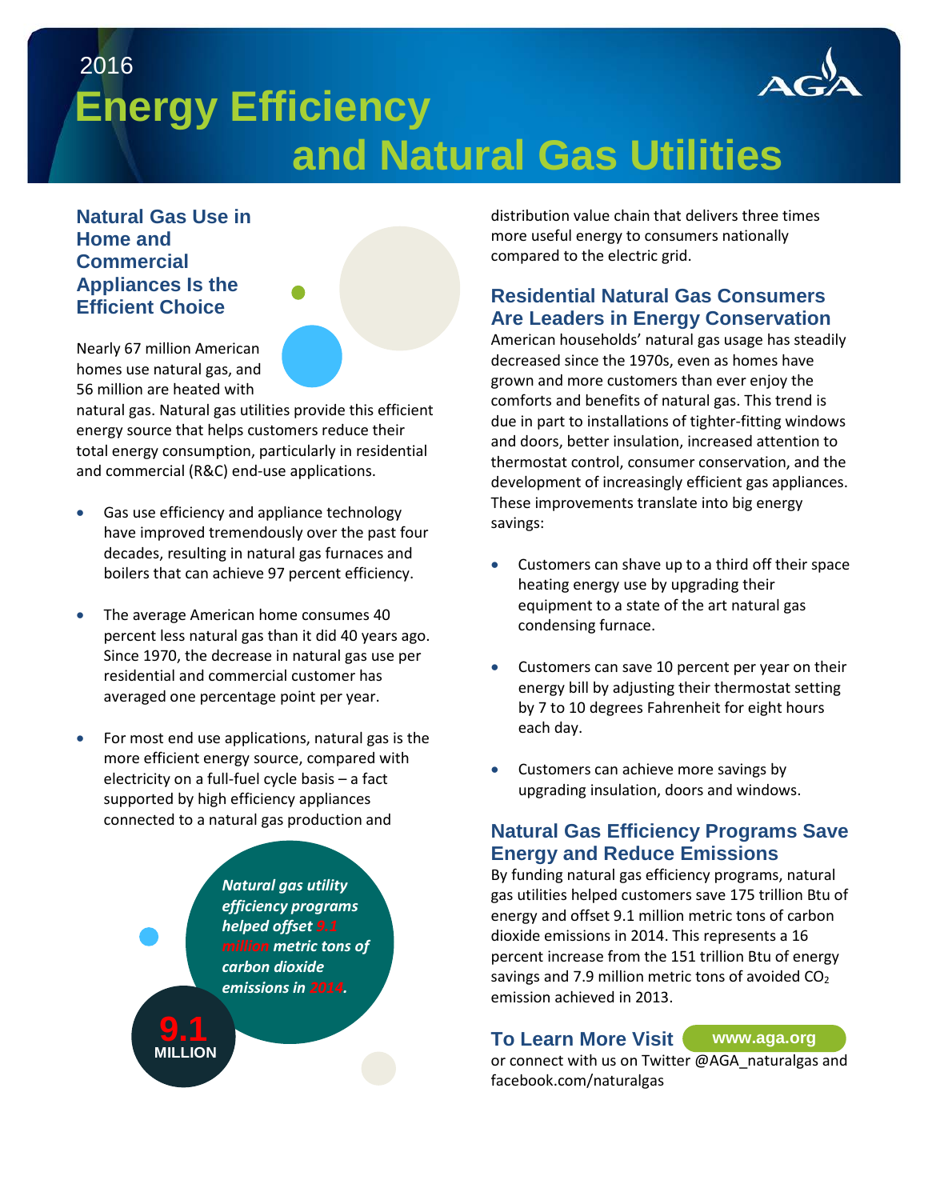2016

# Energy Efficiency and Natural Gas Utilities

AGA

## Natural Gas Use in Home and Commercial Appliances Is the Efficient Choice

Nearly 67 million American homes use natural gas, and 56 million are heated with natural gas. Natural gas utilities provide this efficient energy source that helps customers reduce their total energy consumption, particularly in residential and commercial (R&C) end-use applications.

- Gas use efficiency and appliance technology have improved tremendously over the past four decades, resulting in natural gas furnaces and boilers that can achieve 97 percent efficiency.
- The average American home consumes 40 percent less natural gas than it did 40 years ago. Since 1970, the decrease in natural gas use per residential and commercial customer has averaged one percentage point per year.
- For most end use applications, natural gas is the more efficient energy source, compared with electricity on a full-fuel cycle basis – a fact supported by high efficiency appliances connected to a natural gas production and distribution value chain that delivers three times more useful energy to consumers nationally compared to the electric grid.

***Natural gas utility efficiency programs helped offset 9.1 million metric tons of carbon dioxide emissions in 2014.***

**9.1 MILLION**

## Residential Natural Gas Consumers Are Leaders in Energy Conservation

American households' natural gas usage has steadily decreased since the 1970s, even as homes have grown and more customers than ever enjoy the comforts and benefits of natural gas. This trend is due in part to installations of tighter-fitting windows and doors, better insulation, increased attention to thermostat control, consumer conservation, and the development of increasingly efficient gas appliances. These improvements translate into big energy savings:

- Customers can shave up to a third off their space heating energy use by upgrading their equipment to a state of the art natural gas condensing furnace.
- Customers can save 10 percent per year on their energy bill by adjusting their thermostat setting by 7 to 10 degrees Fahrenheit for eight hours each day.
- Customers can achieve more savings by upgrading insulation, doors and windows.

## Natural Gas Efficiency Programs Save Energy and Reduce Emissions

By funding natural gas efficiency programs, natural gas utilities helped customers save 175 trillion Btu of energy and offset 9.1 million metric tons of carbon dioxide emissions in 2014. This represents a 16 percent increase from the 151 trillion Btu of energy savings and 7.9 million metric tons of avoided $CO_2$ emission achieved in 2013.

## To Learn More Visit www.aga.org

or connect with us on Twitter @AGA_naturalgas and facebook.com/naturalgas